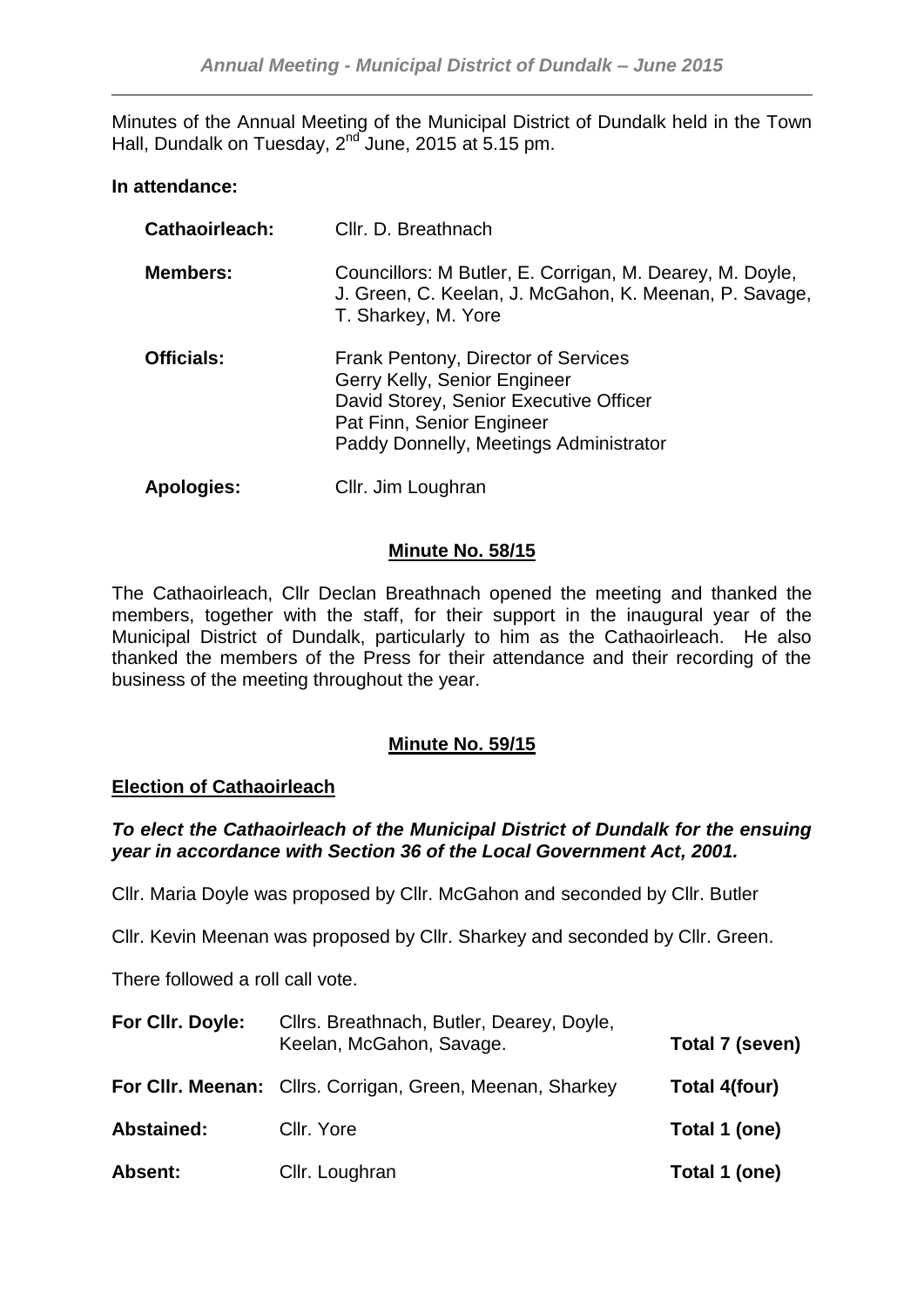Minutes of the Annual Meeting of the Municipal District of Dundalk held in the Town Hall, Dundalk on Tuesday, 2nd June, 2015 at 5.15 pm.

**In attendance:**

| | |
|---|---|
| **Cathaoirleach:** | Cllr. D. Breathnach |
| **Members:** | Councillors: M Butler, E. Corrigan, M. Dearey, M. Doyle, J. Green, C. Keelan, J. McGahon, K. Meenan, P. Savage, T. Sharkey, M. Yore |
| **Officials:** | Frank Pentony, Director of Services<br>Gerry Kelly, Senior Engineer<br>David Storey, Senior Executive Officer<br>Pat Finn, Senior Engineer<br>Paddy Donnelly, Meetings Administrator |
| **Apologies:** | Cllr. Jim Loughran |

## Minute No. 58/15

The Cathaoirleach, Cllr Declan Breathnach opened the meeting and thanked the members, together with the staff, for their support in the inaugural year of the Municipal District of Dundalk, particularly to him as the Cathaoirleach. He also thanked the members of the Press for their attendance and their recording of the business of the meeting throughout the year.

## Minute No. 59/15

### Election of Cathaoirleach

***To elect the Cathaoirleach of the Municipal District of Dundalk for the ensuing year in accordance with Section 36 of the Local Government Act, 2001.***

Cllr. Maria Doyle was proposed by Cllr. McGahon and seconded by Cllr. Butler

Cllr. Kevin Meenan was proposed by Cllr. Sharkey and seconded by Cllr. Green.

There followed a roll call vote.

| | | |
|---|---|---|
| **For Cllr. Doyle:** | Cllrs. Breathnach, Butler, Dearey, Doyle, Keelan, McGahon, Savage. | **Total 7 (seven)** |
| **For Cllr. Meenan:** | Cllrs. Corrigan, Green, Meenan, Sharkey | **Total 4(four)** |
| **Abstained:** | Cllr. Yore | **Total 1 (one)** |
| **Absent:** | Cllr. Loughran | **Total 1 (one)** |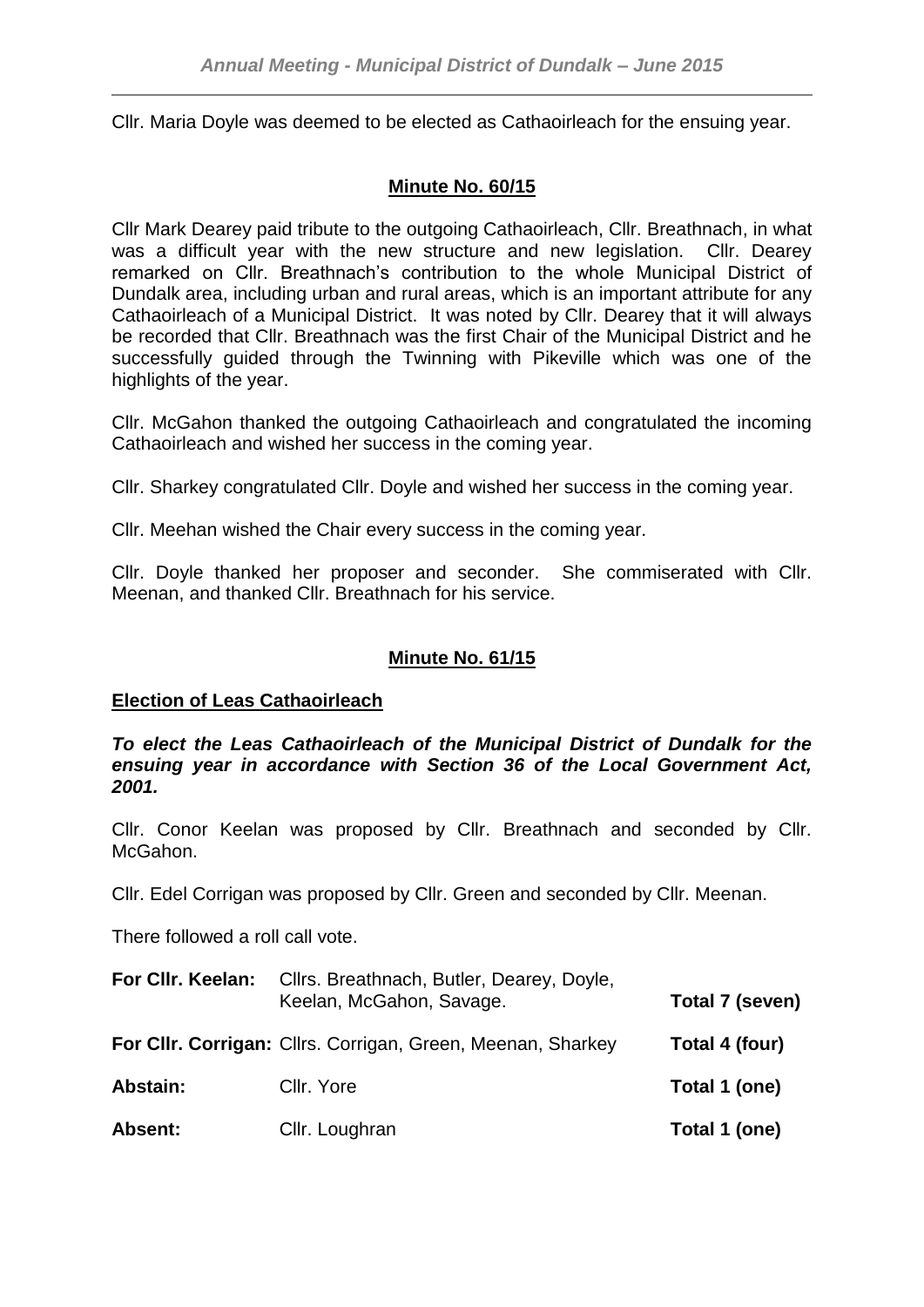Cllr. Maria Doyle was deemed to be elected as Cathaoirleach for the ensuing year.

## Minute No. 60/15

Cllr Mark Dearey paid tribute to the outgoing Cathaoirleach, Cllr. Breathnach, in what was a difficult year with the new structure and new legislation. Cllr. Dearey remarked on Cllr. Breathnach's contribution to the whole Municipal District of Dundalk area, including urban and rural areas, which is an important attribute for any Cathaoirleach of a Municipal District. It was noted by Cllr. Dearey that it will always be recorded that Cllr. Breathnach was the first Chair of the Municipal District and he successfully guided through the Twinning with Pikeville which was one of the highlights of the year.

Cllr. McGahon thanked the outgoing Cathaoirleach and congratulated the incoming Cathaoirleach and wished her success in the coming year.

Cllr. Sharkey congratulated Cllr. Doyle and wished her success in the coming year.

Cllr. Meehan wished the Chair every success in the coming year.

Cllr. Doyle thanked her proposer and seconder. She commiserated with Cllr. Meenan, and thanked Cllr. Breathnach for his service.

## Minute No. 61/15

**Election of Leas Cathaoirleach**

***To elect the Leas Cathaoirleach of the Municipal District of Dundalk for the ensuing year in accordance with Section 36 of the Local Government Act, 2001.***

Cllr. Conor Keelan was proposed by Cllr. Breathnach and seconded by Cllr. McGahon.

Cllr. Edel Corrigan was proposed by Cllr. Green and seconded by Cllr. Meenan.

There followed a roll call vote.

| | | |
|---|---|---|
| **For Cllr. Keelan:** | Cllrs. Breathnach, Butler, Dearey, Doyle, Keelan, McGahon, Savage. | **Total 7 (seven)** |
| **For Cllr. Corrigan:** | Cllrs. Corrigan, Green, Meenan, Sharkey | **Total 4 (four)** |
| **Abstain:** | Cllr. Yore | **Total 1 (one)** |
| **Absent:** | Cllr. Loughran | **Total 1 (one)** |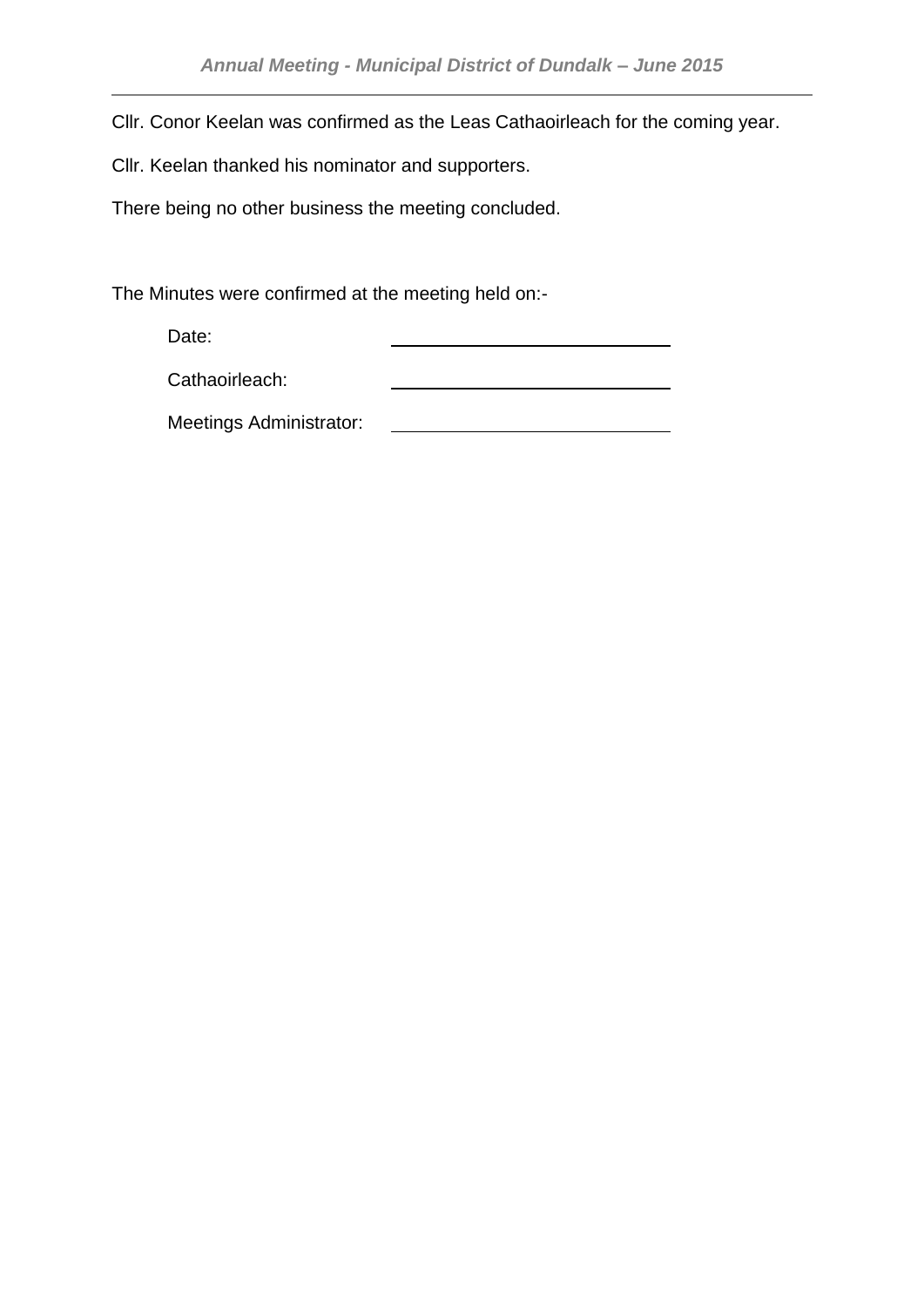Cllr. Conor Keelan was confirmed as the Leas Cathaoirleach for the coming year.

Cllr. Keelan thanked his nominator and supporters.

There being no other business the meeting concluded.

The Minutes were confirmed at the meeting held on:-

Date: ____________________________

Cathaoirleach: ____________________________

Meetings Administrator: ____________________________